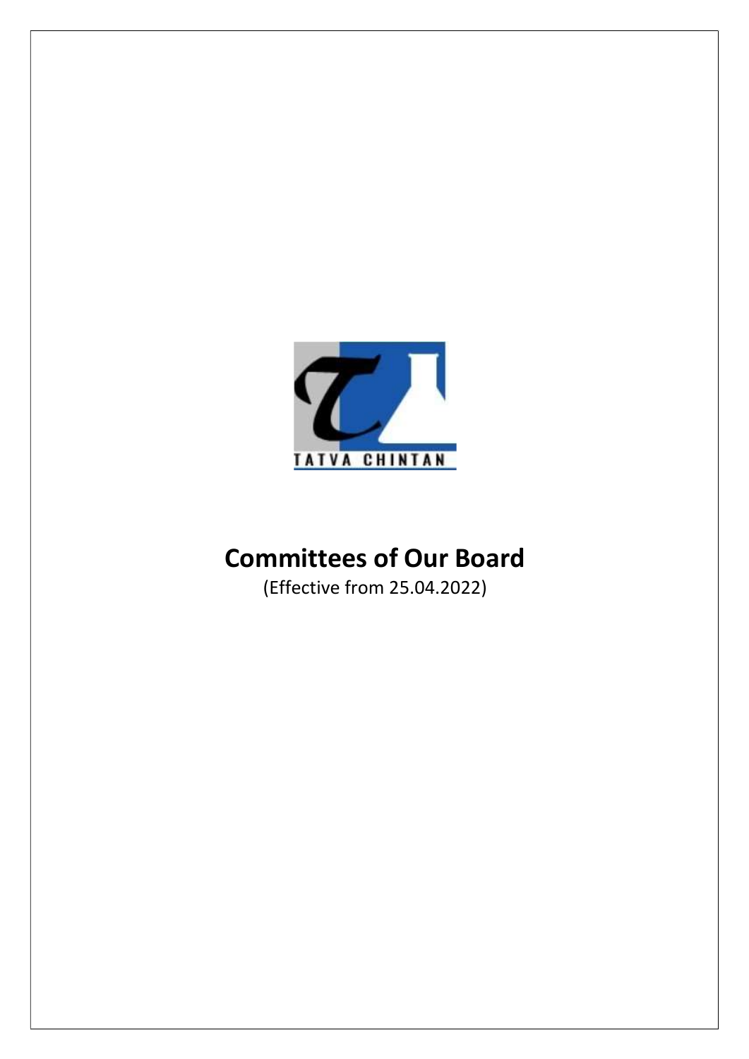TATVA CHINTAN

# Committees of Our Board

(Effective from 25.04.2022)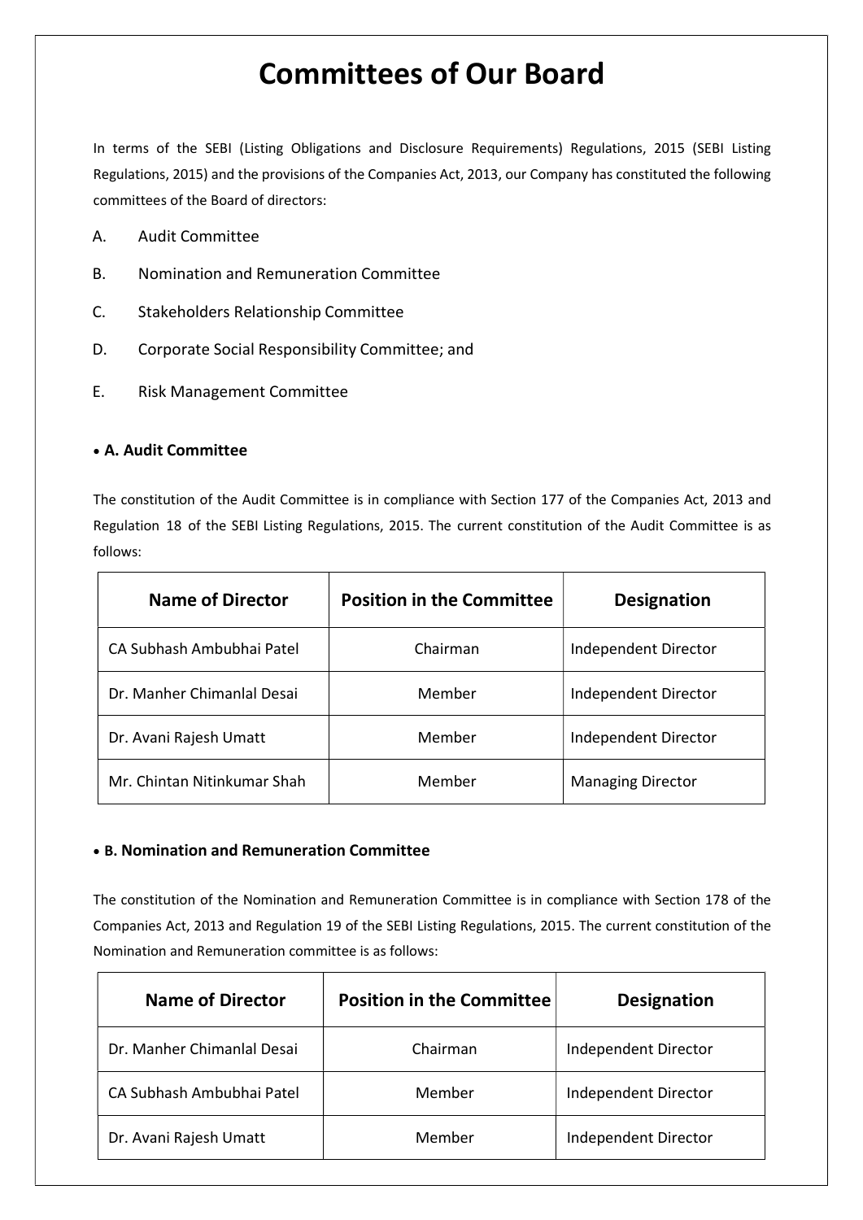# Committees of Our Board

In terms of the SEBI (Listing Obligations and Disclosure Requirements) Regulations, 2015 (SEBI Listing Regulations, 2015) and the provisions of the Companies Act, 2013, our Company has constituted the following committees of the Board of directors:

A. Audit Committee

B. Nomination and Remuneration Committee

C. Stakeholders Relationship Committee

D. Corporate Social Responsibility Committee; and

E. Risk Management Committee

### • A. Audit Committee

The constitution of the Audit Committee is in compliance with Section 177 of the Companies Act, 2013 and Regulation 18 of the SEBI Listing Regulations, 2015. The current constitution of the Audit Committee is as follows:

| Name of Director | Position in the Committee | Designation |
| --- | --- | --- |
| CA Subhash Ambubhai Patel | Chairman | Independent Director |
| Dr. Manher Chimanlal Desai | Member | Independent Director |
| Dr. Avani Rajesh Umatt | Member | Independent Director |
| Mr. Chintan Nitinkumar Shah | Member | Managing Director |

### • B. Nomination and Remuneration Committee

The constitution of the Nomination and Remuneration Committee is in compliance with Section 178 of the Companies Act, 2013 and Regulation 19 of the SEBI Listing Regulations, 2015. The current constitution of the Nomination and Remuneration committee is as follows:

| Name of Director | Position in the Committee | Designation |
| --- | --- | --- |
| Dr. Manher Chimanlal Desai | Chairman | Independent Director |
| CA Subhash Ambubhai Patel | Member | Independent Director |
| Dr. Avani Rajesh Umatt | Member | Independent Director |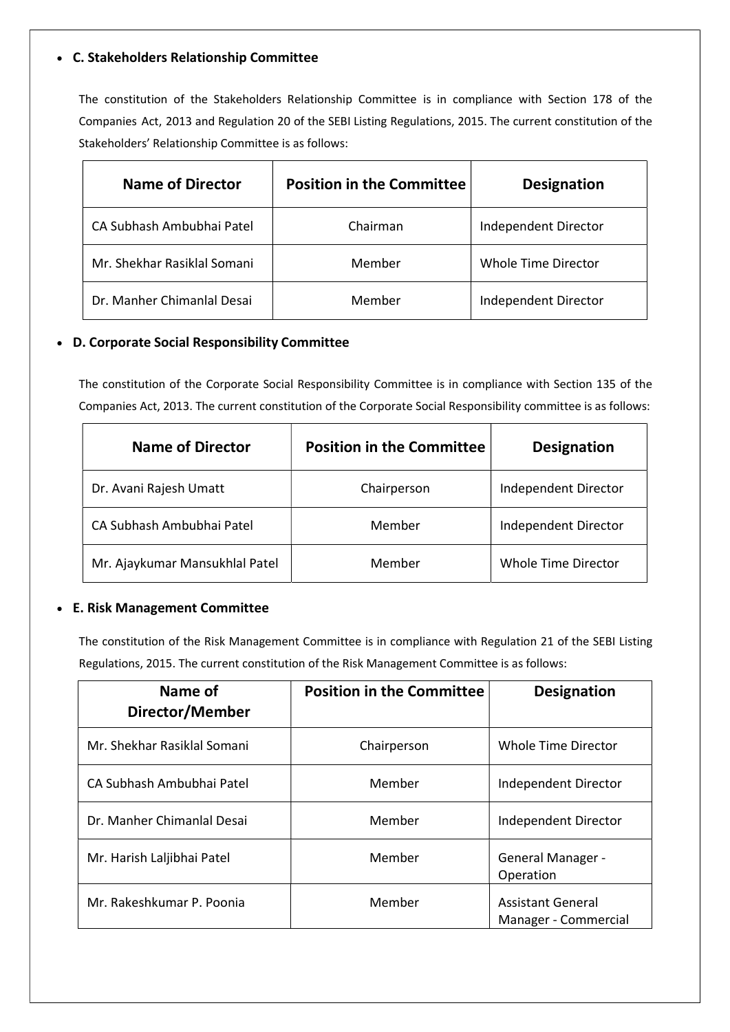- **C. Stakeholders Relationship Committee**

The constitution of the Stakeholders Relationship Committee is in compliance with Section 178 of the Companies Act, 2013 and Regulation 20 of the SEBI Listing Regulations, 2015. The current constitution of the Stakeholders' Relationship Committee is as follows:

| Name of Director | Position in the Committee | Designation |
|---|---|---|
| CA Subhash Ambubhai Patel | Chairman | Independent Director |
| Mr. Shekhar Rasiklal Somani | Member | Whole Time Director |
| Dr. Manher Chimanlal Desai | Member | Independent Director |

- **D. Corporate Social Responsibility Committee**

The constitution of the Corporate Social Responsibility Committee is in compliance with Section 135 of the Companies Act, 2013. The current constitution of the Corporate Social Responsibility committee is as follows:

| Name of Director | Position in the Committee | Designation |
|---|---|---|
| Dr. Avani Rajesh Umatt | Chairperson | Independent Director |
| CA Subhash Ambubhai Patel | Member | Independent Director |
| Mr. Ajaykumar Mansukhlal Patel | Member | Whole Time Director |

- **E. Risk Management Committee**

The constitution of the Risk Management Committee is in compliance with Regulation 21 of the SEBI Listing Regulations, 2015. The current constitution of the Risk Management Committee is as follows:

| Name of Director/Member | Position in the Committee | Designation |
|---|---|---|
| Mr. Shekhar Rasiklal Somani | Chairperson | Whole Time Director |
| CA Subhash Ambubhai Patel | Member | Independent Director |
| Dr. Manher Chimanlal Desai | Member | Independent Director |
| Mr. Harish Laljibhai Patel | Member | General Manager - Operation |
| Mr. Rakeshkumar P. Poonia | Member | Assistant General Manager - Commercial |